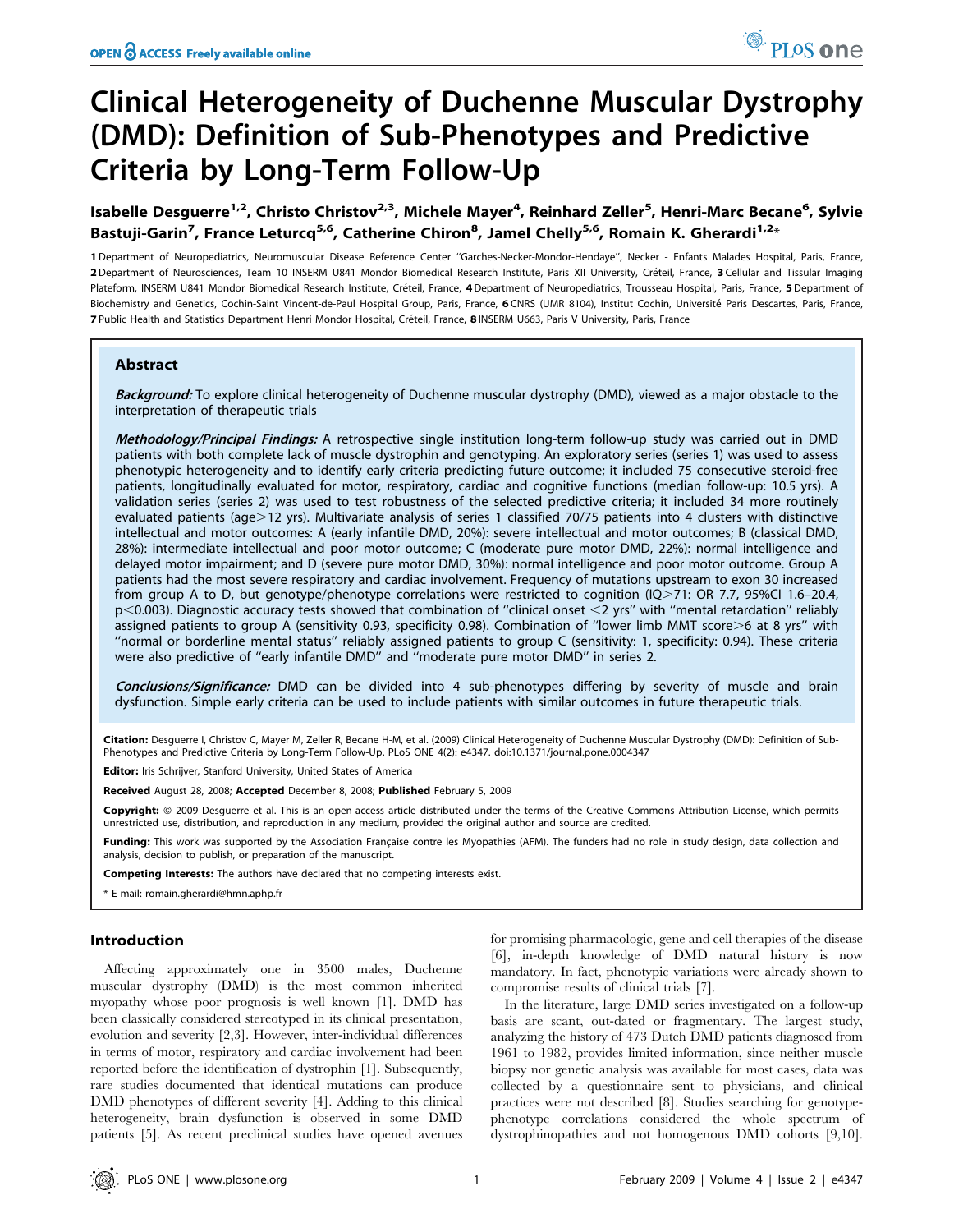# Clinical Heterogeneity of Duchenne Muscular Dystrophy (DMD): Definition of Sub-Phenotypes and Predictive Criteria by Long-Term Follow-Up

**Isabelle Desguerre[1,2], Christo Christov[2,3], Michele Mayer[4], Reinhard Zeller[5], Henri-Marc Becane[6], Sylvie Bastuji-Garin[7], France Leturcq[5,6], Catherine Chiron[8], Jamel Chelly[5,6], Romain K. Gherardi[1,2]***

1 Department of Neuropediatrics, Neuromuscular Disease Reference Center "Garches-Necker-Mondor-Hendaye", Necker - Enfants Malades Hospital, Paris, France, 2 Department of Neurosciences, Team 10 INSERM U841 Mondor Biomedical Research Institute, Paris XII University, Créteil, France, 3 Cellular and Tissular Imaging Plateform, INSERM U841 Mondor Biomedical Research Institute, Créteil, France, 4 Department of Neuropediatrics, Trousseau Hospital, Paris, France, 5 Department of Biochemistry and Genetics, Cochin-Saint Vincent-de-Paul Hospital Group, Paris, France, 6 CNRS (UMR 8104), Institut Cochin, Université Paris Descartes, Paris, France, 7 Public Health and Statistics Department Henri Mondor Hospital, Créteil, France, 8 INSERM U663, Paris V University, Paris, France

## Abstract

***Background:*** To explore clinical heterogeneity of Duchenne muscular dystrophy (DMD), viewed as a major obstacle to the interpretation of therapeutic trials

***Methodology/Principal Findings:*** A retrospective single institution long-term follow-up study was carried out in DMD patients with both complete lack of muscle dystrophin and genotyping. An exploratory series (series 1) was used to assess phenotypic heterogeneity and to identify early criteria predicting future outcome; it included 75 consecutive steroid-free patients, longitudinally evaluated for motor, respiratory, cardiac and cognitive functions (median follow-up: 10.5 yrs). A validation series (series 2) was used to test robustness of the selected predictive criteria; it included 34 more routinely evaluated patients (age>12 yrs). Multivariate analysis of series 1 classified 70/75 patients into 4 clusters with distinctive intellectual and motor outcomes: A (early infantile DMD, 20%): severe intellectual and motor outcomes; B (classical DMD, 28%): intermediate intellectual and poor motor outcome; C (moderate pure motor DMD, 22%): normal intelligence and delayed motor impairment; and D (severe pure motor DMD, 30%): normal intelligence and poor motor outcome. Group A patients had the most severe respiratory and cardiac involvement. Frequency of mutations upstream to exon 30 increased from group A to D, but genotype/phenotype correlations were restricted to cognition (IQ>71: OR 7.7, 95%CI 1.6–20.4, $p<0.003$). Diagnostic accuracy tests showed that combination of "clinical onset <2 yrs" with "mental retardation" reliably assigned patients to group A (sensitivity 0.93, specificity 0.98). Combination of "lower limb MMT score>6 at 8 yrs" with "normal or borderline mental status" reliably assigned patients to group C (sensitivity: 1, specificity: 0.94). These criteria were also predictive of "early infantile DMD" and "moderate pure motor DMD" in series 2.

***Conclusions/Significance:*** DMD can be divided into 4 sub-phenotypes differing by severity of muscle and brain dysfunction. Simple early criteria can be used to include patients with similar outcomes in future therapeutic trials.

**Citation:** Desguerre I, Christov C, Mayer M, Zeller R, Becane H-M, et al. (2009) Clinical Heterogeneity of Duchenne Muscular Dystrophy (DMD): Definition of Sub-Phenotypes and Predictive Criteria by Long-Term Follow-Up. PLoS ONE 4(2): e4347. doi:10.1371/journal.pone.0004347

**Editor:** Iris Schrijver, Stanford University, United States of America

**Received** August 28, 2008; **Accepted** December 8, 2008; **Published** February 5, 2009

**Copyright:** © 2009 Desguerre et al. This is an open-access article distributed under the terms of the Creative Commons Attribution License, which permits unrestricted use, distribution, and reproduction in any medium, provided the original author and source are credited.

**Funding:** This work was supported by the Association Française contre les Myopathies (AFM). The funders had no role in study design, data collection and analysis, decision to publish, or preparation of the manuscript.

**Competing Interests:** The authors have declared that no competing interests exist.

\* E-mail: romain.gherardi@hmn.aphp.fr

## Introduction

Affecting approximately one in 3500 males, Duchenne muscular dystrophy (DMD) is the most common inherited myopathy whose poor prognosis is well known [1]. DMD has been classically considered stereotyped in its clinical presentation, evolution and severity [2,3]. However, inter-individual differences in terms of motor, respiratory and cardiac involvement had been reported before the identification of dystrophin [1]. Subsequently, rare studies documented that identical mutations can produce DMD phenotypes of different severity [4]. Adding to this clinical heterogeneity, brain dysfunction is observed in some DMD patients [5]. As recent preclinical studies have opened avenues for promising pharmacologic, gene and cell therapies of the disease [6], in-depth knowledge of DMD natural history is now mandatory. In fact, phenotypic variations were already shown to compromise results of clinical trials [7].

In the literature, large DMD series investigated on a follow-up basis are scant, out-dated or fragmentary. The largest study, analyzing the history of 473 Dutch DMD patients diagnosed from 1961 to 1982, provides limited information, since neither muscle biopsy nor genetic analysis was available for most cases, data was collected by a questionnaire sent to physicians, and clinical practices were not described [8]. Studies searching for genotype-phenotype correlations considered the whole spectrum of dystrophinopathies and not homogenous DMD cohorts [9,10].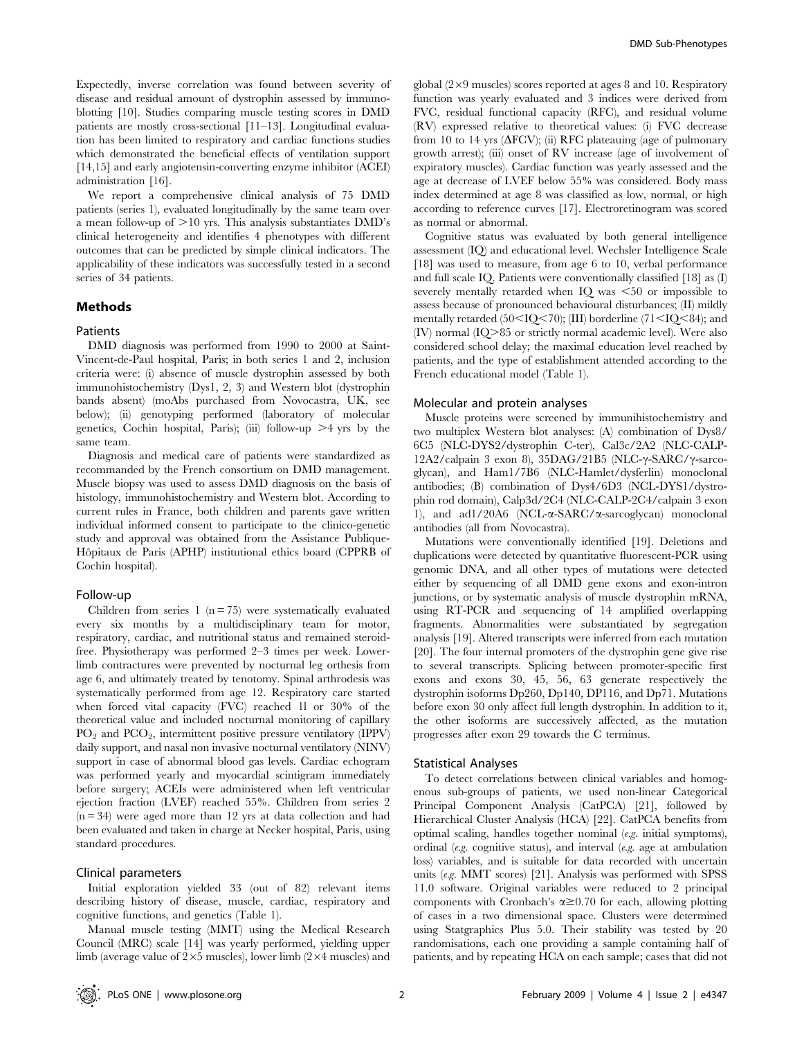Expectedly, inverse correlation was found between severity of disease and residual amount of dystrophin assessed by immunoblotting [10]. Studies comparing muscle testing scores in DMD patients are mostly cross-sectional [11–13]. Longitudinal evaluation has been limited to respiratory and cardiac functions studies which demonstrated the beneficial effects of ventilation support [14,15] and early angiotensin-converting enzyme inhibitor (ACEI) administration [16].

We report a comprehensive clinical analysis of 75 DMD patients (series 1), evaluated longitudinally by the same team over a mean follow-up of >10 yrs. This analysis substantiates DMD's clinical heterogeneity and identifies 4 phenotypes with different outcomes that can be predicted by simple clinical indicators. The applicability of these indicators was successfully tested in a second series of 34 patients.

## Methods

### Patients

DMD diagnosis was performed from 1990 to 2000 at Saint-Vincent-de-Paul hospital, Paris; in both series 1 and 2, inclusion criteria were: (i) absence of muscle dystrophin assessed by both immunohistochemistry (Dys1, 2, 3) and Western blot (dystrophin bands absent) (moAbs purchased from Novocastra, UK, see below); (ii) genotyping performed (laboratory of molecular genetics, Cochin hospital, Paris); (iii) follow-up >4 yrs by the same team.

Diagnosis and medical care of patients were standardized as recommanded by the French consortium on DMD management. Muscle biopsy was used to assess DMD diagnosis on the basis of histology, immunohistochemistry and Western blot. According to current rules in France, both children and parents gave written individual informed consent to participate to the clinico-genetic study and approval was obtained from the Assistance Publique-Hôpitaux de Paris (APHP) institutional ethics board (CPPRB of Cochin hospital).

### Follow-up

Children from series 1 (n = 75) were systematically evaluated every six months by a multidisciplinary team for motor, respiratory, cardiac, and nutritional status and remained steroid-free. Physiotherapy was performed 2–3 times per week. Lower-limb contractures were prevented by nocturnal leg orthesis from age 6, and ultimately treated by tenotomy. Spinal arthrodesis was systematically performed from age 12. Respiratory care started when forced vital capacity (FVC) reached 1l or 30% of the theoretical value and included nocturnal monitoring of capillary $PO_2$ and $PCO_2$, intermittent positive pressure ventilatory (IPPV) daily support, and nasal non invasive nocturnal ventilatory (NINV) support in case of abnormal blood gas levels. Cardiac echogram was performed yearly and myocardial scintigram immediately before surgery; ACEIs were administered when left ventricular ejection fraction (LVEF) reached 55%. Children from series 2 (n = 34) were aged more than 12 yrs at data collection and had been evaluated and taken in charge at Necker hospital, Paris, using standard procedures.

### Clinical parameters

Initial exploration yielded 33 (out of 82) relevant items describing history of disease, muscle, cardiac, respiratory and cognitive functions, and genetics (Table 1).

Manual muscle testing (MMT) using the Medical Research Council (MRC) scale [14] was yearly performed, yielding upper limb (average value of 2×5 muscles), lower limb (2×4 muscles) and global (2×9 muscles) scores reported at ages 8 and 10. Respiratory function was yearly evaluated and 3 indices were derived from FVC, residual functional capacity (RFC), and residual volume (RV) expressed relative to theoretical values: (i) FVC decrease from 10 to 14 yrs (ΔFCV); (ii) RFC plateauing (age of pulmonary growth arrest); (iii) onset of RV increase (age of involvement of expiratory muscles). Cardiac function was yearly assessed and the age at decrease of LVEF below 55% was considered. Body mass index determined at age 8 was classified as low, normal, or high according to reference curves [17]. Electroretinogram was scored as normal or abnormal.

Cognitive status was evaluated by both general intelligence assessment (IQ) and educational level. Wechsler Intelligence Scale [18] was used to measure, from age 6 to 10, verbal performance and full scale IQ. Patients were conventionally classified [18] as (I) severely mentally retarded when IQ was <50 or impossible to assess because of pronounced behavioural disturbances; (II) mildly mentally retarded (50<IQ<70); (III) borderline (71<IQ<84); and (IV) normal (IQ>85 or strictly normal academic level). Were also considered school delay; the maximal education level reached by patients, and the type of establishment attended according to the French educational model (Table 1).

### Molecular and protein analyses

Muscle proteins were screened by immunihistochemistry and two multiplex Western blot analyses: (A) combination of Dys8/6C5 (NLC-DYS2/dystrophin C-ter), Cal3c/2A2 (NLC-CALP-12A2/calpain 3 exon 8), 35DAG/21B5 (NLC-γ-SARC/γ-sarcoglycan), and Ham1/7B6 (NLC-Hamlet/dysferlin) monoclonal antibodies; (B) combination of Dys4/6D3 (NCL-DYS1/dystrophin rod domain), Calp3d/2C4 (NLC-CALP-2C4/calpain 3 exon 1), and ad1/20A6 (NCL-α-SARC/α-sarcoglycan) monoclonal antibodies (all from Novocastra).

Mutations were conventionally identified [19]. Deletions and duplications were detected by quantitative fluorescent-PCR using genomic DNA, and all other types of mutations were detected either by sequencing of all DMD gene exons and exon-intron junctions, or by systematic analysis of muscle dystrophin mRNA, using RT-PCR and sequencing of 14 amplified overlapping fragments. Abnormalities were substantiated by segregation analysis [19]. Altered transcripts were inferred from each mutation [20]. The four internal promoters of the dystrophin gene give rise to several transcripts. Splicing between promoter-specific first exons and exons 30, 45, 56, 63 generate respectively the dystrophin isoforms Dp260, Dp140, DP116, and Dp71. Mutations before exon 30 only affect full length dystrophin. In addition to it, the other isoforms are successively affected, as the mutation progresses after exon 29 towards the C terminus.

### Statistical Analyses

To detect correlations between clinical variables and homogenous sub-groups of patients, we used non-linear Categorical Principal Component Analysis (CatPCA) [21], followed by Hierarchical Cluster Analysis (HCA) [22]. CatPCA benefits from optimal scaling, handles together nominal (*e.g.* initial symptoms), ordinal (*e.g.* cognitive status), and interval (*e.g.* age at ambulation loss) variables, and is suitable for data recorded with uncertain units (*e.g.* MMT scores) [21]. Analysis was performed with SPSS 11.0 software. Original variables were reduced to 2 principal components with Cronbach's $\alpha \geq 0.70$ for each, allowing plotting of cases in a two dimensional space. Clusters were determined using Statgraphics Plus 5.0. Their stability was tested by 20 randomisations, each one providing a sample containing half of patients, and by repeating HCA on each sample; cases that did not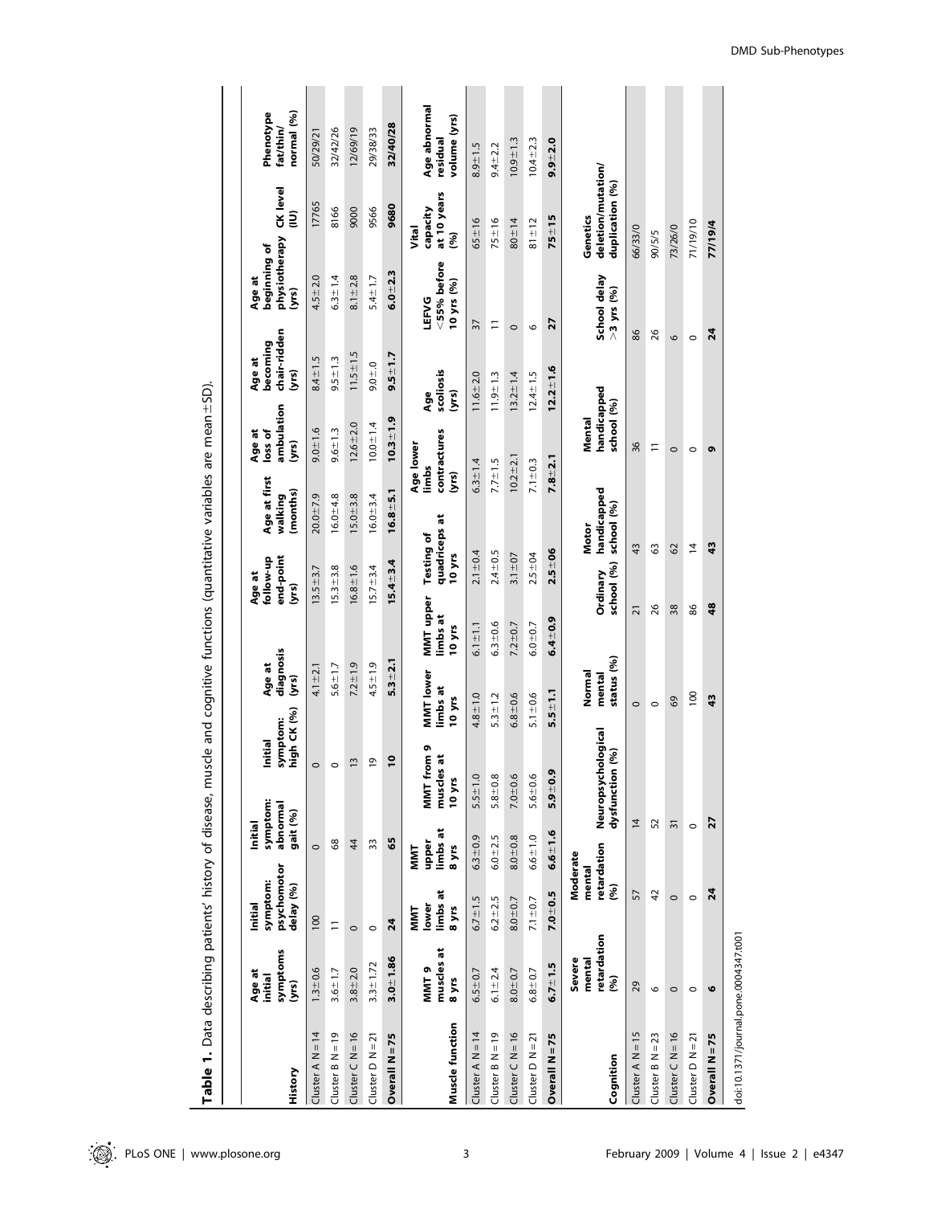**Table 1.** Data describing patients' history of disease, muscle and cognitive functions (quantitative variables are mean±SD).

| History | Age at initial symptoms (yrs) | Initial symptom: psychomotor delay (%) | Initial symptom: abnormal gait (%) | Initial symptom: high CK (%) | Age at diagnosis (yrs) | Age at follow-up end-point (yrs) | Age at first walking (months) | Age at loss of ambulation (yrs) | Age at becoming chair-ridden (yrs) | Age at beginning of physiotherapy (yrs) | CK level (IU) | Phenotype fat/thin/normal (%) |
|---|---|---|---|---|---|---|---|---|---|---|---|---|
| Cluster A N = 14 | 1.3±0.6 | 100 | 0 | 0 | 4.1±2.1 | 13.5±3.7 | 20.0±7.9 | 9.0±1.6 | 8.4±1.5 | 4.5±2.0 | 17765 | 50/29/21 |
| Cluster B N = 19 | 3.6±1.7 | 11 | 68 | 0 | 5.6±1.7 | 15.3±3.8 | 16.0±4.8 | 9.6±1.3 | 9.5±1.3 | 6.3±1.4 | 8166 | 32/42/26 |
| Cluster C N = 16 | 3.8±2.0 | 0 | 44 | 13 | 7.2±1.9 | 16.8±1.6 | 15.0±3.8 | 12.6±2.0 | 11.5±1.5 | 8.1±2.8 | 9000 | 12/69/19 |
| Cluster D N = 21 | 3.3±1.72 | 0 | 33 | 19 | 4.5±1.9 | 15.7±3.4 | 16.0±3.4 | 10.0±1.4 | 9.0±.0 | 5.4±1.7 | 9566 | 29/38/33 |
| **Overall N = 75** | **3.0±1.86** | **24** | **65** | **10** | **5.3±2.1** | **15.4±3.4** | **16.8±5.1** | **10.3±1.9** | **9.5±1.7** | **6.0±2.3** | **9680** | **32/40/28** |

| Muscle function | MMT 9 muscles at 8 yrs | MMT lower limbs at 8 yrs | MMT upper limbs at 8 yrs | MMT from 9 muscles at 10 yrs | MMT lower limbs at 10 yrs | MMT upper limbs at 10 yrs | Testing of quadriceps at 10 yrs | Age lower limbs contractures (yrs) | Age scoliosis (yrs) | LEFVG <55% before 10 yrs (%) | Vital capacity at 10 years (%) | Age abnormal residual volume (yrs) |
|---|---|---|---|---|---|---|---|---|---|---|---|---|
| Cluster A N = 14 | 6.5±0.7 | 6.7±1.5 | 6.3±0.9 | 5.5±1.0 | 4.8±1.0 | 6.1±1.1 | 2.1±0.4 | 6.3±1.4 | 11.6±2.0 | 37 | 65±16 | 8.9±1.5 |
| Cluster B N = 19 | 6.1±2.4 | 6.2±2.5 | 6.0±2.5 | 5.8±0.8 | 5.3±1.2 | 6.3±0.6 | 2.4±0.5 | 7.7±1.5 | 11.9±1.3 | 11 | 75±16 | 9.4±2.2 |
| Cluster C N = 16 | 8.0±0.7 | 8.0±0.7 | 8.0±0.8 | 7.0±0.6 | 6.8±0.6 | 7.2±0.7 | 3.1±07 | 10.2±2.1 | 13.2±1.4 | 0 | 80±14 | 10.9±1.3 |
| Cluster D N = 21 | 6.8±0.7 | 7.1±0.7 | 6.6±1.0 | 5.6±0.6 | 5.1±0.6 | 6.0±0.7 | 2.5±04 | 7.1±0.3 | 12.4±1.5 | 6 | 81±12 | 10.4±2.3 |
| **Overall N = 75** | **6.7±1.5** | **7.0±0.5** | **6.6±1.6** | **5.9±0.9** | **5.5±1.1** | **6.4±0.9** | **2.5±06** | **7.8±2.1** | **12.2±1.6** | **27** | **75±15** | **9.9±2.0** |

| Cognition | Severe mental retardation (%) | Moderate mental retardation (%) | Neuropsychological dysfunction (%) | Normal mental status (%) | Ordinary school (%) | Motor handicapped school (%) | Mental handicapped school (%) | School delay >3 yrs (%) | Genetics deletion/mutation/duplication (%) |
|---|---|---|---|---|---|---|---|---|---|
| Cluster A N = 15 | 29 | 57 | 14 | 0 | 21 | 43 | 36 | 86 | 66/33/0 |
| Cluster B N = 23 | 6 | 42 | 52 | 0 | 26 | 63 | 11 | 26 | 90/5/5 |
| Cluster C N = 16 | 0 | 0 | 31 | 69 | 38 | 62 | 0 | 6 | 73/26/0 |
| Cluster D N = 21 | 0 | 0 | 0 | 100 | 86 | 14 | 0 | 0 | 71/19/10 |
| **Overall N = 75** | **6** | **24** | **27** | **43** | **48** | **43** | **9** | **24** | **77/19/4** |

doi:10.1371/journal.pone.0004347.t001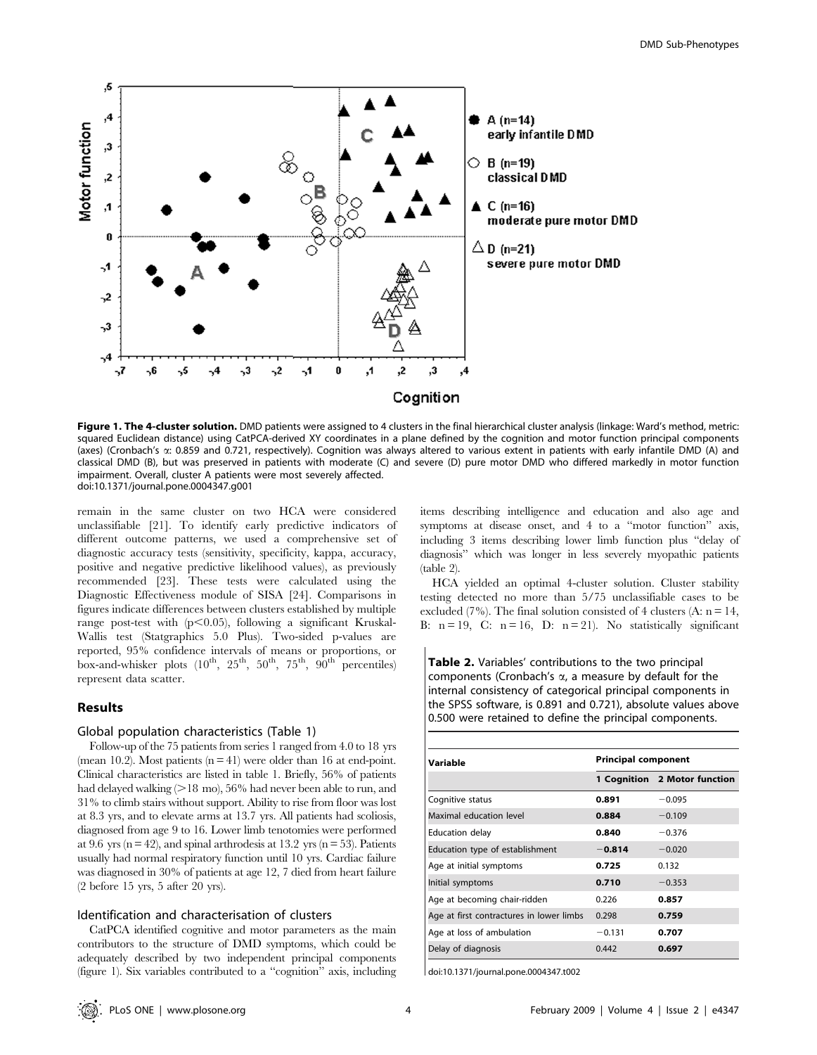**Figure 1. The 4-cluster solution.** DMD patients were assigned to 4 clusters in the final hierarchical cluster analysis (linkage: Ward's method, metric: squared Euclidean distance) using CatPCA-derived XY coordinates in a plane defined by the cognition and motor function principal components (axes) (Cronbach's α: 0.859 and 0.721, respectively). Cognition was always altered to various extent in patients with early infantile DMD (A) and classical DMD (B), but was preserved in patients with moderate (C) and severe (D) pure motor DMD who differed markedly in motor function impairment. Overall, cluster A patients were most severely affected.
doi:10.1371/journal.pone.0004347.g001

remain in the same cluster on two HCA were considered unclassifiable [21]. To identify early predictive indicators of different outcome patterns, we used a comprehensive set of diagnostic accuracy tests (sensitivity, specificity, kappa, accuracy, positive and negative predictive likelihood values), as previously recommended [23]. These tests were calculated using the Diagnostic Effectiveness module of SISA [24]. Comparisons in figures indicate differences between clusters established by multiple range post-test with ($p<0.05$), following a significant Kruskal-Wallis test (Statgraphics 5.0 Plus). Two-sided p-values are reported, 95% confidence intervals of means or proportions, or box-and-whisker plots (10th, 25th, 50th, 75th, 90th percentiles) represent data scatter.

## Results

### Global population characteristics (Table 1)

Follow-up of the 75 patients from series 1 ranged from 4.0 to 18 yrs (mean 10.2). Most patients ($n=41$) were older than 16 at end-point. Clinical characteristics are listed in table 1. Briefly, 56% of patients had delayed walking (>18 mo), 56% had never been able to run, and 31% to climb stairs without support. Ability to rise from floor was lost at 8.3 yrs, and to elevate arms at 13.7 yrs. All patients had scoliosis, diagnosed from age 9 to 16. Lower limb tenotomies were performed at 9.6 yrs ($n=42$), and spinal arthrodesis at 13.2 yrs ($n=53$). Patients usually had normal respiratory function until 10 yrs. Cardiac failure was diagnosed in 30% of patients at age 12, 7 died from heart failure (2 before 15 yrs, 5 after 20 yrs).

### Identification and characterisation of clusters

CatPCA identified cognitive and motor parameters as the main contributors to the structure of DMD symptoms, which could be adequately described by two independent principal components (figure 1). Six variables contributed to a "cognition" axis, including items describing intelligence and education and also age and symptoms at disease onset, and 4 to a "motor function" axis, including 3 items describing lower limb function plus "delay of diagnosis" which was longer in less severely myopathic patients (table 2).

HCA yielded an optimal 4-cluster solution. Cluster stability testing detected no more than 5/75 unclassifiable cases to be excluded (7%). The final solution consisted of 4 clusters (A: $n=14$, B: $n=19$, C: $n=16$, D: $n=21$). No statistically significant

**Table 2.** Variables' contributions to the two principal components (Cronbach's α, a measure by default for the internal consistency of categorical principal components in the SPSS software, is 0.891 and 0.721), absolute values above 0.500 were retained to define the principal components.

| Variable | Principal component | |
|---|---|---|
| | 1 Cognition | 2 Motor function |
| Cognitive status | **0.891** | −0.095 |
| Maximal education level | **0.884** | −0.109 |
| Education delay | **0.840** | −0.376 |
| Education type of establishment | **−0.814** | −0.020 |
| Age at initial symptoms | **0.725** | 0.132 |
| Initial symptoms | **0.710** | −0.353 |
| Age at becoming chair-ridden | 0.226 | **0.857** |
| Age at first contractures in lower limbs | 0.298 | **0.759** |
| Age at loss of ambulation | −0.131 | **0.707** |
| Delay of diagnosis | 0.442 | **0.697** |

doi:10.1371/journal.pone.0004347.t002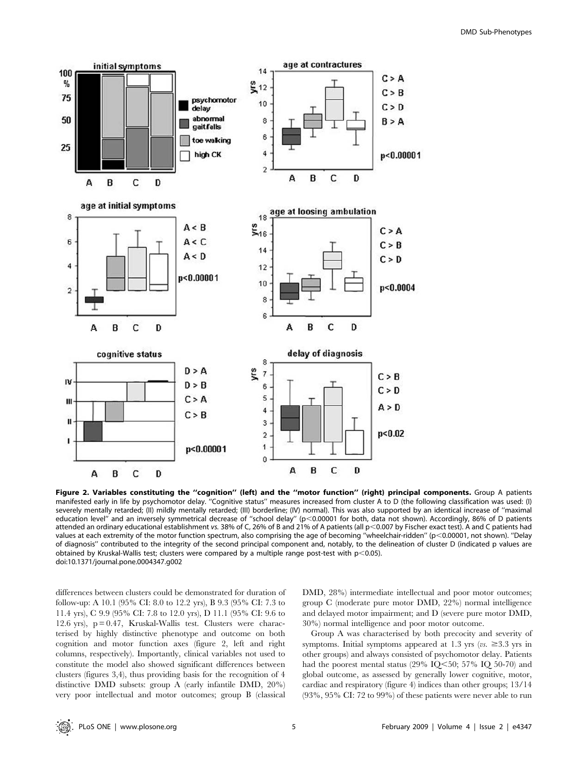**Figure 2. Variables constituting the "cognition" (left) and the "motor function" (right) principal components.** Group A patients manifested early in life by psychomotor delay. "Cognitive status" measures increased from cluster A to D (the following classification was used: (I) severely mentally retarded; (II) mildly mentally retarded; (III) borderline; (IV) normal). This was also supported by an identical increase of "maximal education level" and an inversely symmetrical decrease of "school delay" ($p<0.00001$ for both, data not shown). Accordingly, 86% of D patients attended an ordinary educational establishment *vs.* 38% of C, 26% of B and 21% of A patients (all $p<0.007$ by Fischer exact test). A and C patients had values at each extremity of the motor function spectrum, also comprising the age of becoming "wheelchair-ridden" ($p<0.00001$, not shown). "Delay of diagnosis" contributed to the integrity of the second principal component and, notably, to the delineation of cluster D (indicated p values are obtained by Kruskal-Wallis test; clusters were compared by a multiple range post-test with $p<0.05$).
doi:10.1371/journal.pone.0004347.g002

differences between clusters could be demonstrated for duration of follow-up: A 10.1 (95% CI: 8.0 to 12.2 yrs), B 9.3 (95% CI: 7.3 to 11.4 yrs), C 9.9 (95% CI: 7.8 to 12.0 yrs), D 11.1 (95% CI: 9.6 to 12.6 yrs), $p = 0.47$, Kruskal-Wallis test. Clusters were characterised by highly distinctive phenotype and outcome on both cognition and motor function axes (figure 2, left and right columns, respectively). Importantly, clinical variables not used to constitute the model also showed significant differences between clusters (figures 3,4), thus providing basis for the recognition of 4 distinctive DMD subsets: group A (early infantile DMD, 20%) very poor intellectual and motor outcomes; group B (classical DMD, 28%) intermediate intellectual and poor motor outcomes; group C (moderate pure motor DMD, 22%) normal intelligence and delayed motor impairment; and D (severe pure motor DMD, 30%) normal intelligence and poor motor outcome.

Group A was characterised by both precocity and severity of symptoms. Initial symptoms appeared at 1.3 yrs (*vs.* ≥3.3 yrs in other groups) and always consisted of psychomotor delay. Patients had the poorest mental status (29% IQ<50; 57% IQ 50-70) and global outcome, as assessed by generally lower cognitive, motor, cardiac and respiratory (figure 4) indices than other groups; 13/14 (93%, 95% CI: 72 to 99%) of these patients were never able to run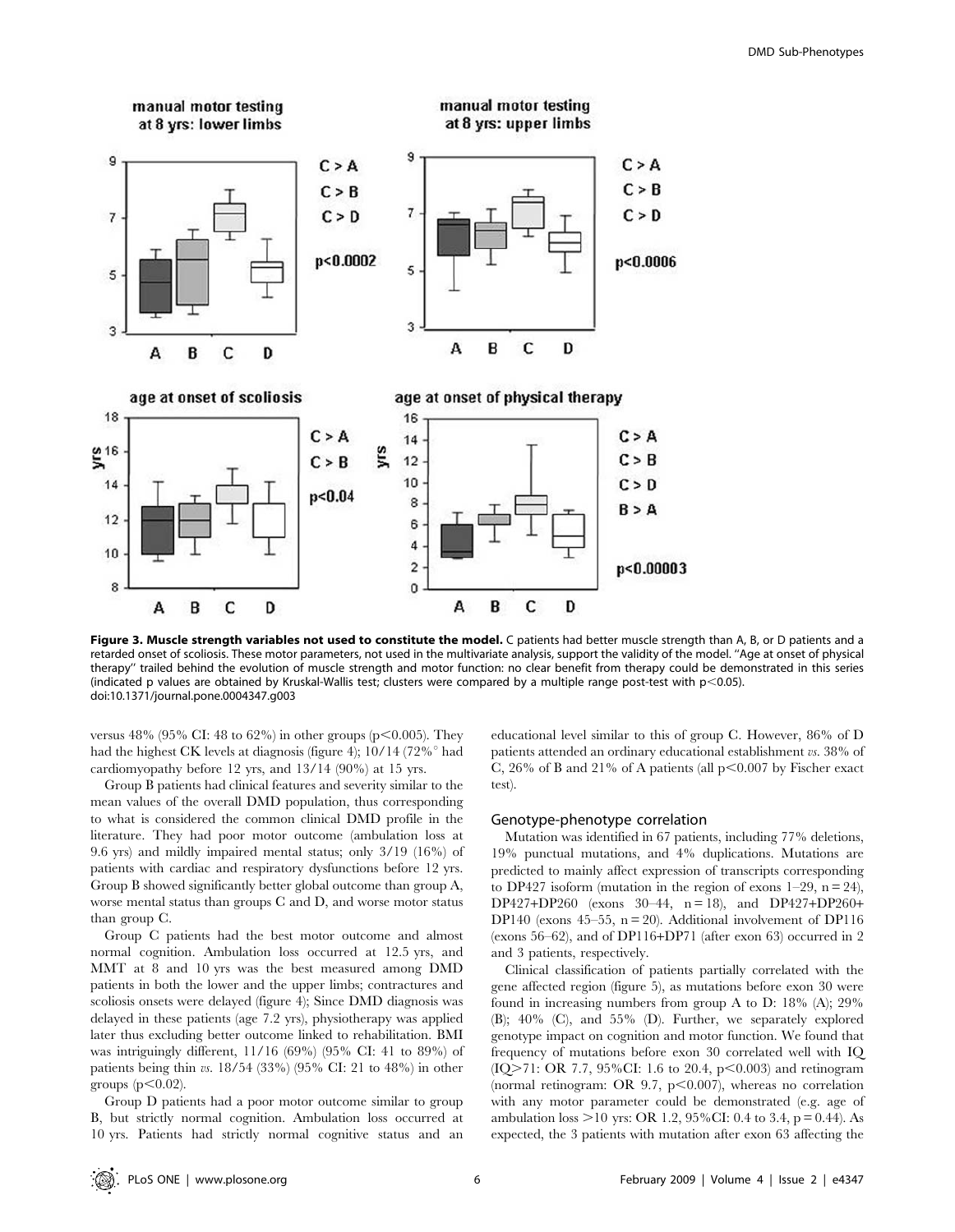**Figure 3. Muscle strength variables not used to constitute the model.** C patients had better muscle strength than A, B, or D patients and a retarded onset of scoliosis. These motor parameters, not used in the multivariate analysis, support the validity of the model. "Age at onset of physical therapy" trailed behind the evolution of muscle strength and motor function: no clear benefit from therapy could be demonstrated in this series (indicated p values are obtained by Kruskal-Wallis test; clusters were compared by a multiple range post-test with $p<0.05$).
doi:10.1371/journal.pone.0004347.g003

versus 48% (95% CI: 48 to 62%) in other groups ($p<0.005$). They had the highest CK levels at diagnosis (figure 4); 10/14 (72%° had cardiomyopathy before 12 yrs, and 13/14 (90%) at 15 yrs.

Group B patients had clinical features and severity similar to the mean values of the overall DMD population, thus corresponding to what is considered the common clinical DMD profile in the literature. They had poor motor outcome (ambulation loss at 9.6 yrs) and mildly impaired mental status; only 3/19 (16%) of patients with cardiac and respiratory dysfunctions before 12 yrs. Group B showed significantly better global outcome than group A, worse mental status than groups C and D, and worse motor status than group C.

Group C patients had the best motor outcome and almost normal cognition. Ambulation loss occurred at 12.5 yrs, and MMT at 8 and 10 yrs was the best measured among DMD patients in both the lower and the upper limbs; contractures and scoliosis onsets were delayed (figure 4); Since DMD diagnosis was delayed in these patients (age 7.2 yrs), physiotherapy was applied later thus excluding better outcome linked to rehabilitation. BMI was intriguingly different, 11/16 (69%) (95% CI: 41 to 89%) of patients being thin *vs.* 18/54 (33%) (95% CI: 21 to 48%) in other groups ($p<0.02$).

Group D patients had a poor motor outcome similar to group B, but strictly normal cognition. Ambulation loss occurred at 10 yrs. Patients had strictly normal cognitive status and an educational level similar to this of group C. However, 86% of D patients attended an ordinary educational establishment *vs.* 38% of C, 26% of B and 21% of A patients (all $p<0.007$ by Fischer exact test).

### Genotype-phenotype correlation

Mutation was identified in 67 patients, including 77% deletions, 19% punctual mutations, and 4% duplications. Mutations are predicted to mainly affect expression of transcripts corresponding to DP427 isoform (mutation in the region of exons 1–29, n = 24), DP427+DP260 (exons 30–44, n = 18), and DP427+DP260+DP140 (exons 45–55, n = 20). Additional involvement of DP116 (exons 56–62), and of DP116+DP71 (after exon 63) occurred in 2 and 3 patients, respectively.

Clinical classification of patients partially correlated with the gene affected region (figure 5), as mutations before exon 30 were found in increasing numbers from group A to D: 18% (A); 29% (B); 40% (C), and 55% (D). Further, we separately explored genotype impact on cognition and motor function. We found that frequency of mutations before exon 30 correlated well with IQ (IQ>71: OR 7.7, 95%CI: 1.6 to 20.4, $p<0.003$) and retinogram (normal retinogram: OR 9.7, $p<0.007$), whereas no correlation with any motor parameter could be demonstrated (e.g. age of ambulation loss >10 yrs: OR 1.2, 95%CI: 0.4 to 3.4, $p = 0.44$). As expected, the 3 patients with mutation after exon 63 affecting the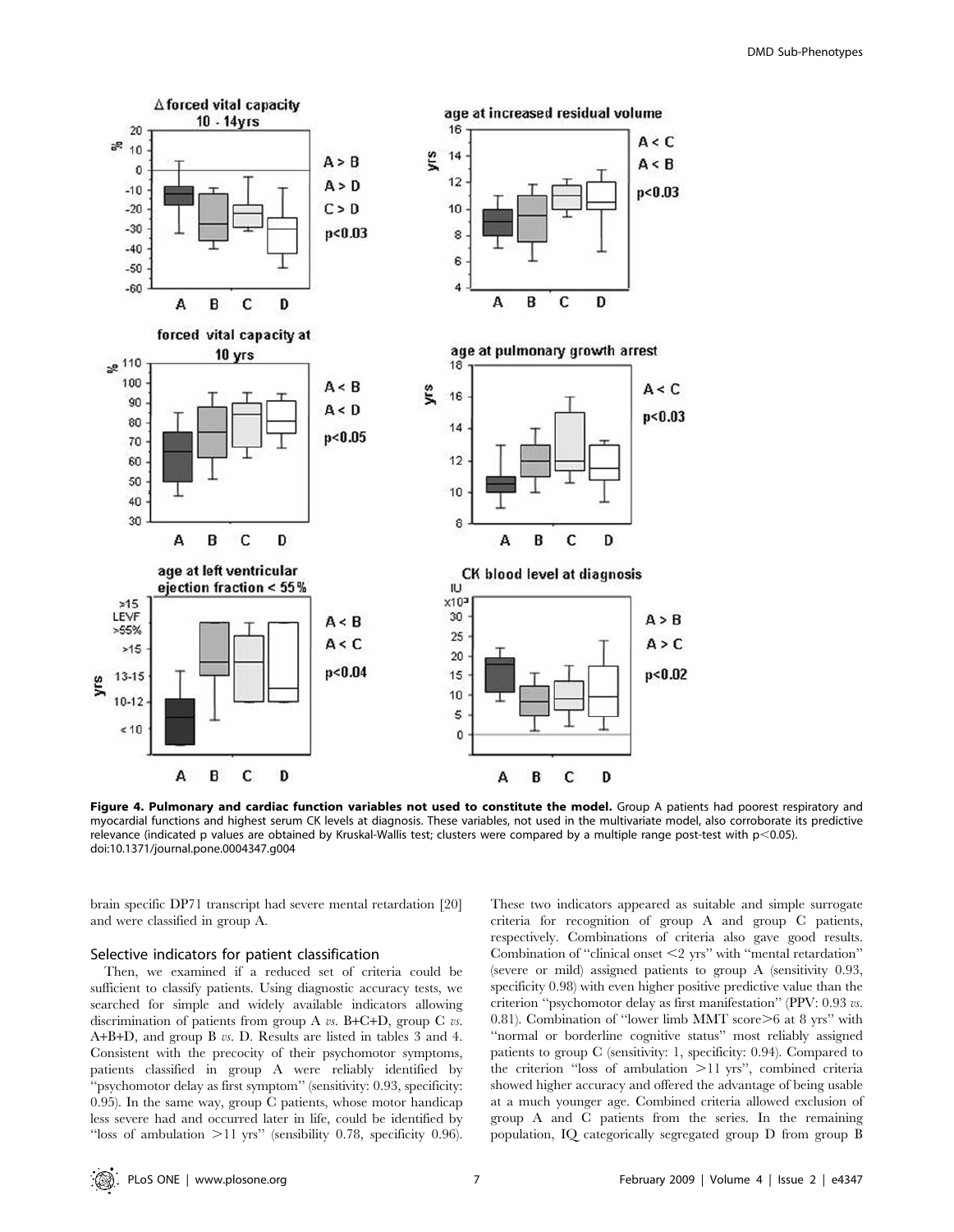**Figure 4. Pulmonary and cardiac function variables not used to constitute the model.** Group A patients had poorest respiratory and myocardial functions and highest serum CK levels at diagnosis. These variables, not used in the multivariate model, also corroborate its predictive relevance (indicated p values are obtained by Kruskal-Wallis test; clusters were compared by a multiple range post-test with $p<0.05$). doi:10.1371/journal.pone.0004347.g004

brain specific DP71 transcript had severe mental retardation [20] and were classified in group A.

### Selective indicators for patient classification

Then, we examined if a reduced set of criteria could be sufficient to classify patients. Using diagnostic accuracy tests, we searched for simple and widely available indicators allowing discrimination of patients from group A *vs.* B+C+D, group C *vs.* A+B+D, and group B *vs.* D. Results are listed in tables 3 and 4. Consistent with the precocity of their psychomotor symptoms, patients classified in group A were reliably identified by "psychomotor delay as first symptom" (sensitivity: 0.93, specificity: 0.95). In the same way, group C patients, whose motor handicap less severe had and occurred later in life, could be identified by "loss of ambulation >11 yrs" (sensibility 0.78, specificity 0.96). These two indicators appeared as suitable and simple surrogate criteria for recognition of group A and group C patients, respectively. Combinations of criteria also gave good results. Combination of "clinical onset <2 yrs" with "mental retardation" (severe or mild) assigned patients to group A (sensitivity 0.93, specificity 0.98) with even higher positive predictive value than the criterion "psychomotor delay as first manifestation" (PPV: 0.93 *vs.* 0.81). Combination of "lower limb MMT score>6 at 8 yrs" with "normal or borderline cognitive status" most reliably assigned patients to group C (sensitivity: 1, specificity: 0.94). Compared to the criterion "loss of ambulation >11 yrs", combined criteria showed higher accuracy and offered the advantage of being usable at a much younger age. Combined criteria allowed exclusion of group A and C patients from the series. In the remaining population, IQ categorically segregated group D from group B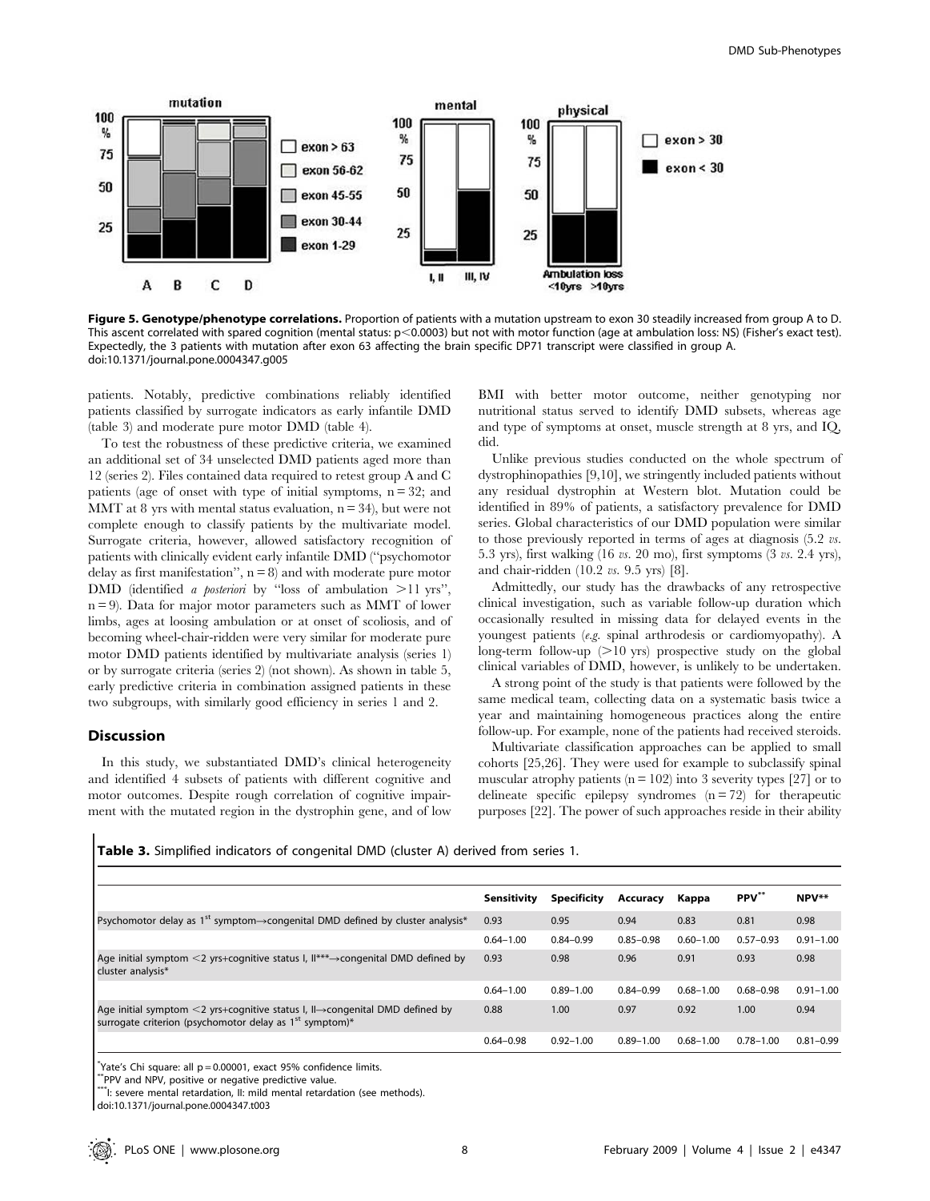**Figure 5. Genotype/phenotype correlations.** Proportion of patients with a mutation upstream to exon 30 steadily increased from group A to D. This ascent correlated with spared cognition (mental status: $p<0.0003$) but not with motor function (age at ambulation loss: NS) (Fisher's exact test). Expectedly, the 3 patients with mutation after exon 63 affecting the brain specific DP71 transcript were classified in group A.
doi:10.1371/journal.pone.0004347.g005

patients. Notably, predictive combinations reliably identified patients classified by surrogate indicators as early infantile DMD (table 3) and moderate pure motor DMD (table 4).

To test the robustness of these predictive criteria, we examined an additional set of 34 unselected DMD patients aged more than 12 (series 2). Files contained data required to retest group A and C patients (age of onset with type of initial symptoms, n = 32; and MMT at 8 yrs with mental status evaluation, n = 34), but were not complete enough to classify patients by the multivariate model. Surrogate criteria, however, allowed satisfactory recognition of patients with clinically evident early infantile DMD ("psychomotor delay as first manifestation", n = 8) and with moderate pure motor DMD (identified *a posteriori* by "loss of ambulation >11 yrs", n = 9). Data for major motor parameters such as MMT of lower limbs, ages at loosing ambulation or at onset of scoliosis, and of becoming wheel-chair-ridden were very similar for moderate pure motor DMD patients identified by multivariate analysis (series 1) or by surrogate criteria (series 2) (not shown). As shown in table 5, early predictive criteria in combination assigned patients in these two subgroups, with similarly good efficiency in series 1 and 2.

## Discussion

In this study, we substantiated DMD's clinical heterogeneity and identified 4 subsets of patients with different cognitive and motor outcomes. Despite rough correlation of cognitive impairment with the mutated region in the dystrophin gene, and of low BMI with better motor outcome, neither genotyping nor nutritional status served to identify DMD subsets, whereas age and type of symptoms at onset, muscle strength at 8 yrs, and IQ, did.

Unlike previous studies conducted on the whole spectrum of dystrophinopathies [9,10], we stringently included patients without any residual dystrophin at Western blot. Mutation could be identified in 89% of patients, a satisfactory prevalence for DMD series. Global characteristics of our DMD population were similar to those previously reported in terms of ages at diagnosis (5.2 *vs.* 5.3 yrs), first walking (16 *vs.* 20 mo), first symptoms (3 *vs.* 2.4 yrs), and chair-ridden (10.2 *vs.* 9.5 yrs) [8].

Admittedly, our study has the drawbacks of any retrospective clinical investigation, such as variable follow-up duration which occasionally resulted in missing data for delayed events in the youngest patients (*e.g.* spinal arthrodesis or cardiomyopathy). A long-term follow-up (>10 yrs) prospective study on the global clinical variables of DMD, however, is unlikely to be undertaken.

A strong point of the study is that patients were followed by the same medical team, collecting data on a systematic basis twice a year and maintaining homogeneous practices along the entire follow-up. For example, none of the patients had received steroids.

Multivariate classification approaches can be applied to small cohorts [25,26]. They were used for example to subclassify spinal muscular atrophy patients (n = 102) into 3 severity types [27] or to delineate specific epilepsy syndromes (n = 72) for therapeutic purposes [22]. The power of such approaches reside in their ability

**Table 3.** Simplified indicators of congenital DMD (cluster A) derived from series 1.

| | Sensitivity | Specificity | Accuracy | Kappa | PPV** | NPV** |
|---|---|---|---|---|---|---|
| Psychomotor delay as 1st symptom→congenital DMD defined by cluster analysis* | 0.93 | 0.95 | 0.94 | 0.83 | 0.81 | 0.98 |
| | 0.64–1.00 | 0.84–0.99 | 0.85–0.98 | 0.60–1.00 | 0.57–0.93 | 0.91–1.00 |
| Age initial symptom <2 yrs+cognitive status I, II***→congenital DMD defined by cluster analysis* | 0.93 | 0.98 | 0.96 | 0.91 | 0.93 | 0.98 |
| | 0.64–1.00 | 0.89–1.00 | 0.84–0.99 | 0.68–1.00 | 0.68–0.98 | 0.91–1.00 |
| Age initial symptom <2 yrs+cognitive status I, II→congenital DMD defined by surrogate criterion (psychomotor delay as 1st symptom)* | 0.88 | 1.00 | 0.97 | 0.92 | 1.00 | 0.94 |
| | 0.64–0.98 | 0.92–1.00 | 0.89–1.00 | 0.68–1.00 | 0.78–1.00 | 0.81–0.99 |

*Yate's Chi square: all p = 0.00001, exact 95% confidence limits.
**PPV and NPV, positive or negative predictive value.
***I: severe mental retardation, II: mild mental retardation (see methods).
doi:10.1371/journal.pone.0004347.t003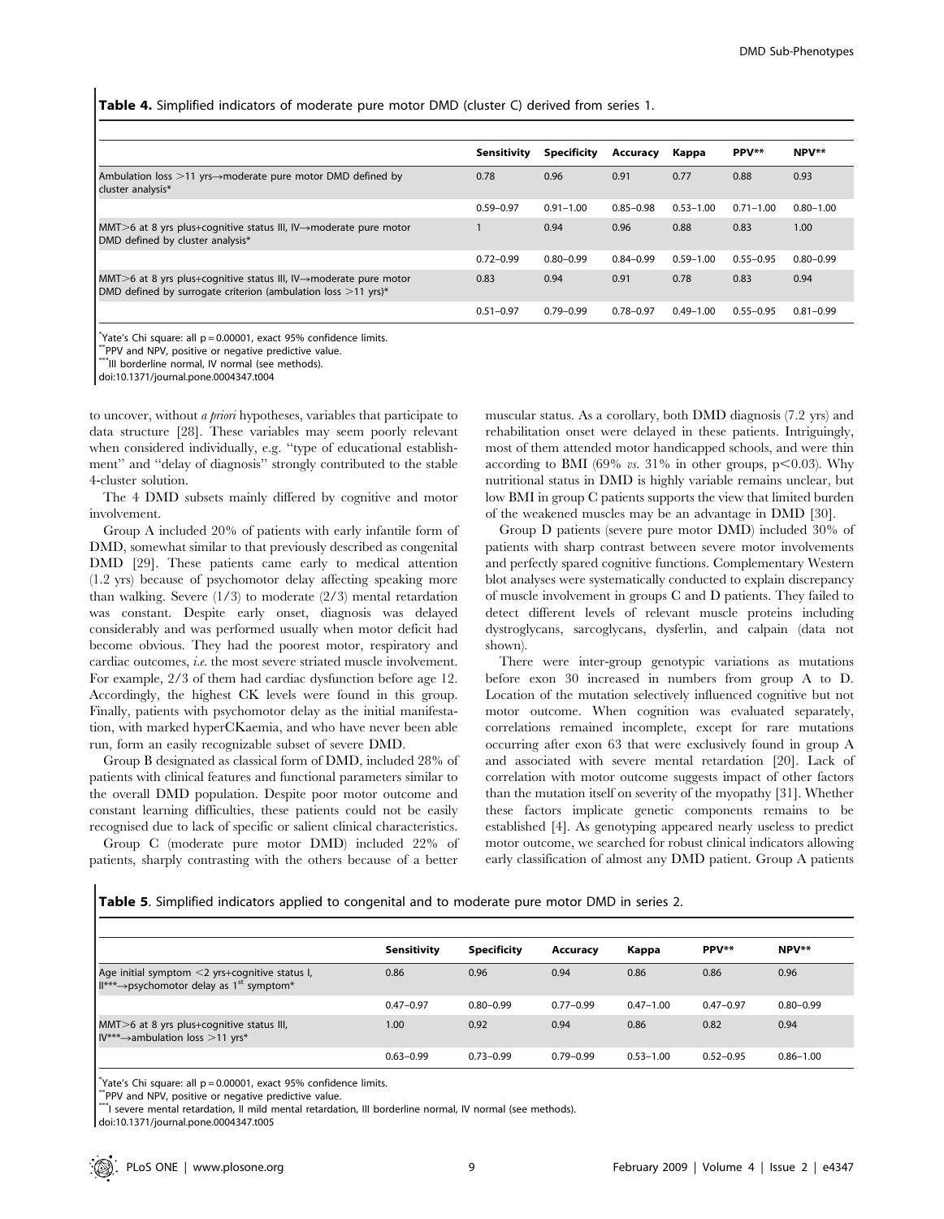**Table 4.** Simplified indicators of moderate pure motor DMD (cluster C) derived from series 1.

| | Sensitivity | Specificity | Accuracy | Kappa | PPV** | NPV** |
|---|---|---|---|---|---|---|
| Ambulation loss >11 yrs→moderate pure motor DMD defined by cluster analysis* | 0.78 | 0.96 | 0.91 | 0.77 | 0.88 | 0.93 |
| | 0.59–0.97 | 0.91–1.00 | 0.85–0.98 | 0.53–1.00 | 0.71–1.00 | 0.80–1.00 |
| MMT>6 at 8 yrs plus+cognitive status III, IV→moderate pure motor DMD defined by cluster analysis* | 1 | 0.94 | 0.96 | 0.88 | 0.83 | 1.00 |
| | 0.72–0.99 | 0.80–0.99 | 0.84–0.99 | 0.59–1.00 | 0.55–0.95 | 0.80–0.99 |
| MMT>6 at 8 yrs plus+cognitive status III, IV→moderate pure motor DMD defined by surrogate criterion (ambulation loss >11 yrs)* | 0.83 | 0.94 | 0.91 | 0.78 | 0.83 | 0.94 |
| | 0.51–0.97 | 0.79–0.99 | 0.78–0.97 | 0.49–1.00 | 0.55–0.95 | 0.81–0.99 |

*Yate's Chi square: all p = 0.00001, exact 95% confidence limits.
**PPV and NPV, positive or negative predictive value.
***III borderline normal, IV normal (see methods).
doi:10.1371/journal.pone.0004347.t004

to uncover, without *a priori* hypotheses, variables that participate to data structure [28]. These variables may seem poorly relevant when considered individually, e.g. "type of educational establishment" and "delay of diagnosis" strongly contributed to the stable 4-cluster solution.

The 4 DMD subsets mainly differed by cognitive and motor involvement.

Group A included 20% of patients with early infantile form of DMD, somewhat similar to that previously described as congenital DMD [29]. These patients came early to medical attention (1.2 yrs) because of psychomotor delay affecting speaking more than walking. Severe (1/3) to moderate (2/3) mental retardation was constant. Despite early onset, diagnosis was delayed considerably and was performed usually when motor deficit had become obvious. They had the poorest motor, respiratory and cardiac outcomes, *i.e.* the most severe striated muscle involvement. For example, 2/3 of them had cardiac dysfunction before age 12. Accordingly, the highest CK levels were found in this group. Finally, patients with psychomotor delay as the initial manifestation, with marked hyperCKaemia, and who have never been able run, form an easily recognizable subset of severe DMD.

Group B designated as classical form of DMD, included 28% of patients with clinical features and functional parameters similar to the overall DMD population. Despite poor motor outcome and constant learning difficulties, these patients could not be easily recognised due to lack of specific or salient clinical characteristics.

Group C (moderate pure motor DMD) included 22% of patients, sharply contrasting with the others because of a better muscular status. As a corollary, both DMD diagnosis (7.2 yrs) and rehabilitation onset were delayed in these patients. Intriguingly, most of them attended motor handicapped schools, and were thin according to BMI (69% *vs.* 31% in other groups, $p<0.03$). Why nutritional status in DMD is highly variable remains unclear, but low BMI in group C patients supports the view that limited burden of the weakened muscles may be an advantage in DMD [30].

Group D patients (severe pure motor DMD) included 30% of patients with sharp contrast between severe motor involvements and perfectly spared cognitive functions. Complementary Western blot analyses were systematically conducted to explain discrepancy of muscle involvement in groups C and D patients. They failed to detect different levels of relevant muscle proteins including dystroglycans, sarcoglycans, dysferlin, and calpain (data not shown).

There were inter-group genotypic variations as mutations before exon 30 increased in numbers from group A to D. Location of the mutation selectively influenced cognitive but not motor outcome. When cognition was evaluated separately, correlations remained incomplete, except for rare mutations occurring after exon 63 that were exclusively found in group A and associated with severe mental retardation [20]. Lack of correlation with motor outcome suggests impact of other factors than the mutation itself on severity of the myopathy [31]. Whether these factors implicate genetic components remains to be established [4]. As genotyping appeared nearly useless to predict motor outcome, we searched for robust clinical indicators allowing early classification of almost any DMD patient. Group A patients

**Table 5**. Simplified indicators applied to congenital and to moderate pure motor DMD in series 2.

| | Sensitivity | Specificity | Accuracy | Kappa | PPV** | NPV** |
|---|---|---|---|---|---|---|
| Age initial symptom <2 yrs+cognitive status I, II***→psychomotor delay as 1st symptom* | 0.86 | 0.96 | 0.94 | 0.86 | 0.86 | 0.96 |
| | 0.47–0.97 | 0.80–0.99 | 0.77–0.99 | 0.47–1.00 | 0.47–0.97 | 0.80–0.99 |
| MMT>6 at 8 yrs plus+cognitive status III, IV***→ambulation loss >11 yrs* | 1.00 | 0.92 | 0.94 | 0.86 | 0.82 | 0.94 |
| | 0.63–0.99 | 0.73–0.99 | 0.79–0.99 | 0.53–1.00 | 0.52–0.95 | 0.86–1.00 |

*Yate's Chi square: all p = 0.00001, exact 95% confidence limits.
**PPV and NPV, positive or negative predictive value.
***I severe mental retardation, II mild mental retardation, III borderline normal, IV normal (see methods).
doi:10.1371/journal.pone.0004347.t005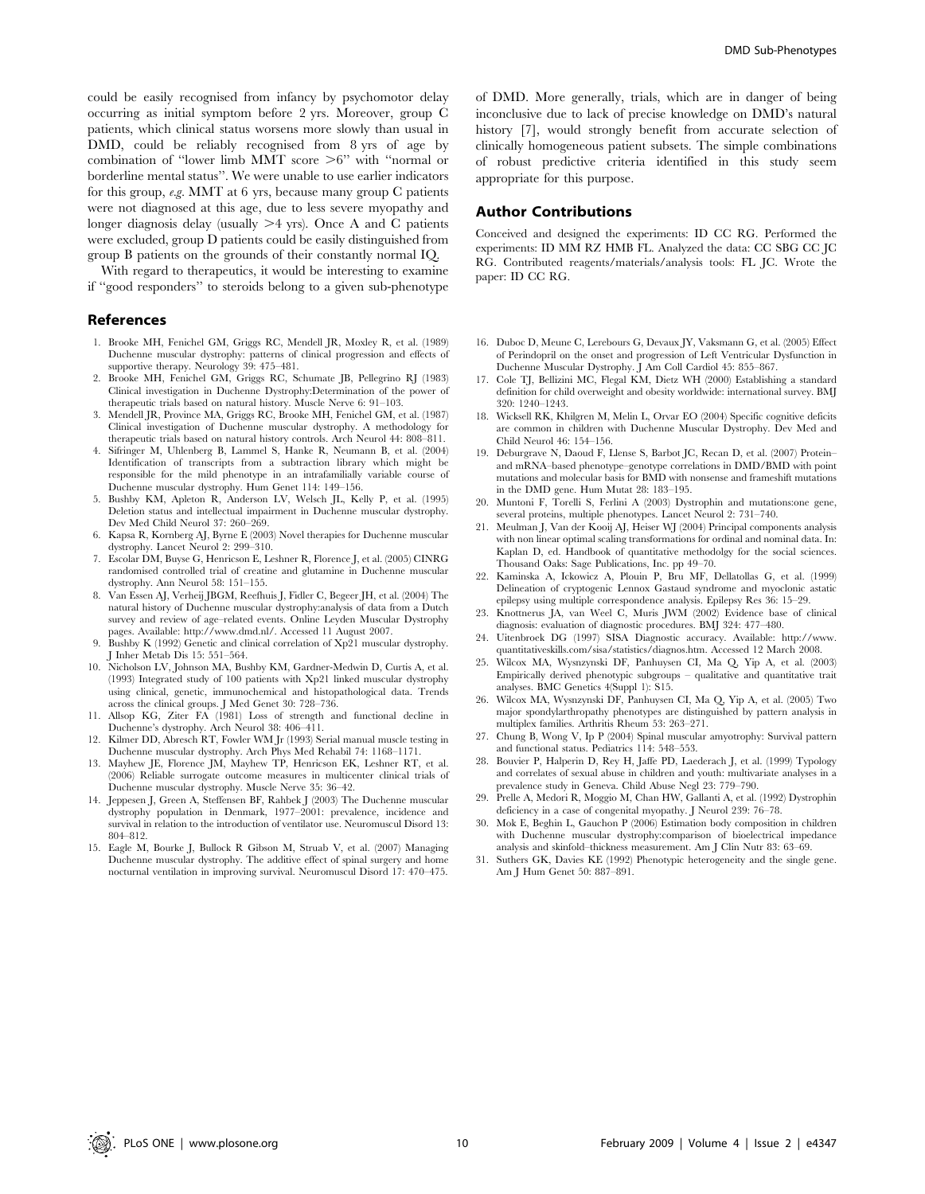could be easily recognised from infancy by psychomotor delay occurring as initial symptom before 2 yrs. Moreover, group C patients, which clinical status worsens more slowly than usual in DMD, could be reliably recognised from 8 yrs of age by combination of "lower limb MMT score >6" with "normal or borderline mental status". We were unable to use earlier indicators for this group, *e.g.* MMT at 6 yrs, because many group C patients were not diagnosed at this age, due to less severe myopathy and longer diagnosis delay (usually >4 yrs). Once A and C patients were excluded, group D patients could be easily distinguished from group B patients on the grounds of their constantly normal IQ.

With regard to therapeutics, it would be interesting to examine if "good responders" to steroids belong to a given sub-phenotype of DMD. More generally, trials, which are in danger of being inconclusive due to lack of precise knowledge on DMD's natural history [7], would strongly benefit from accurate selection of clinically homogeneous patient subsets. The simple combinations of robust predictive criteria identified in this study seem appropriate for this purpose.

## Author Contributions

Conceived and designed the experiments: ID CC RG. Performed the experiments: ID MM RZ HMB FL. Analyzed the data: CC SBG CC JC RG. Contributed reagents/materials/analysis tools: FL JC. Wrote the paper: ID CC RG.

## References

1. Brooke MH, Fenichel GM, Griggs RC, Mendell JR, Moxley R, et al. (1989) Duchenne muscular dystrophy: patterns of clinical progression and effects of supportive therapy. Neurology 39: 475–481.
2. Brooke MH, Fenichel GM, Griggs RC, Schumate JB, Pellegrino RJ (1983) Clinical investigation in Duchenne Dystrophy:Determination of the power of therapeutic trials based on natural history. Muscle Nerve 6: 91–103.
3. Mendell JR, Province MA, Griggs RC, Brooke MH, Fenichel GM, et al. (1987) Clinical investigation of Duchenne muscular dystrophy. A methodology for therapeutic trials based on natural history controls. Arch Neurol 44: 808–811.
4. Sifringer M, Uhlenberg B, Lammel S, Hanke R, Neumann B, et al. (2004) Identification of transcripts from a subtraction library which might be responsible for the mild phenotype in an intrafamilially variable course of Duchenne muscular dystrophy. Hum Genet 114: 149–156.
5. Bushby KM, Apleton R, Anderson LV, Welsch JL, Kelly P, et al. (1995) Deletion status and intellectual impairment in Duchenne muscular dystrophy. Dev Med Child Neurol 37: 260–269.
6. Kapsa R, Kornberg AJ, Byrne E (2003) Novel therapies for Duchenne muscular dystrophy. Lancet Neurol 2: 299–310.
7. Escolar DM, Buyse G, Henricson E, Leshner R, Florence J, et al. (2005) CINRG randomised controlled trial of creatine and glutamine in Duchenne muscular dystrophy. Ann Neurol 58: 151–155.
8. Van Essen AJ, Verheij JBGM, Reefhuis J, Fidler C, Begeer JH, et al. (2004) The natural history of Duchenne muscular dystrophy:analysis of data from a Dutch survey and review of age–related events. Online Leyden Muscular Dystrophy pages. Available: http://www.dmd.nl/. Accessed 11 August 2007.
9. Bushby K (1992) Genetic and clinical correlation of Xp21 muscular dystrophy. J Inher Metab Dis 15: 551–564.
10. Nicholson LV, Johnson MA, Bushby KM, Gardner-Medwin D, Curtis A, et al. (1993) Integrated study of 100 patients with Xp21 linked muscular dystrophy using clinical, genetic, immunochemical and histopathological data. Trends across the clinical groups. J Med Genet 30: 728–736.
11. Allsop KG, Ziter FA (1981) Loss of strength and functional decline in Duchenne's dystrophy. Arch Neurol 38: 406–411.
12. Kilmer DD, Abresch RT, Fowler WM Jr (1993) Serial manual muscle testing in Duchenne muscular dystrophy. Arch Phys Med Rehabil 74: 1168–1171.
13. Mayhew JE, Florence JM, Mayhew TP, Henricson EK, Leshner RT, et al. (2006) Reliable surrogate outcome measures in multicenter clinical trials of Duchenne muscular dystrophy. Muscle Nerve 35: 36–42.
14. Jeppesen J, Green A, Steffensen BF, Rahbek J (2003) The Duchenne muscular dystrophy population in Denmark, 1977–2001: prevalence, incidence and survival in relation to the introduction of ventilator use. Neuromuscul Disord 13: 804–812.
15. Eagle M, Bourke J, Bullock R Gibson M, Struab V, et al. (2007) Managing Duchenne muscular dystrophy. The additive effect of spinal surgery and home nocturnal ventilation in improving survival. Neuromuscul Disord 17: 470–475.
16. Duboc D, Meune C, Lerebours G, Devaux JY, Vaksmann G, et al. (2005) Effect of Perindopril on the onset and progression of Left Ventricular Dysfunction in Duchenne Muscular Dystrophy. J Am Coll Cardiol 45: 855–867.
17. Cole TJ, Bellizini MC, Flegal KM, Dietz WH (2000) Establishing a standard definition for child overweight and obesity worldwide: international survey. BMJ 320: 1240–1243.
18. Wicksell RK, Khilgren M, Melin L, Orvar EO (2004) Specific cognitive deficits are common in children with Duchenne Muscular Dystrophy. Dev Med and Child Neurol 46: 154–156.
19. Deburgrave N, Daoud F, Llense S, Barbot JC, Recan D, et al. (2007) Protein– and mRNA–based phenotype–genotype correlations in DMD/BMD with point mutations and molecular basis for BMD with nonsense and frameshift mutations in the DMD gene. Hum Mutat 28: 183–195.
20. Muntoni F, Torelli S, Ferlini A (2003) Dystrophin and mutations:one gene, several proteins, multiple phenotypes. Lancet Neurol 2: 731–740.
21. Meulman J, Van der Kooij AJ, Heiser WJ (2004) Principal components analysis with non linear optimal scaling transformations for ordinal and nominal data. In: Kaplan D, ed. Handbook of quantitative methodolgy for the social sciences. Thousand Oaks: Sage Publications, Inc. pp 49–70.
22. Kaminska A, Ickowicz A, Plouin P, Bru MF, Dellatollas G, et al. (1999) Delineation of cryptogenic Lennox Gastaud syndrome and myoclonic astatic epilepsy using multiple correspondence analysis. Epilepsy Res 36: 15–29.
23. Knottnerus JA, van Weel C, Muris JWM (2002) Evidence base of clinical diagnosis: evaluation of diagnostic procedures. BMJ 324: 477–480.
24. Uitenbroek DG (1997) SISA Diagnostic accuracy. Available: http://www.quantitativeskills.com/sisa/statistics/diagnos.htm. Accessed 12 March 2008.
25. Wilcox MA, Wysnzynski DF, Panhuysen CI, Ma Q, Yip A, et al. (2003) Empirically derived phenotypic subgroups – qualitative and quantitative trait analyses. BMC Genetics 4(Suppl 1): S15.
26. Wilcox MA, Wysnzynski DF, Panhuysen CI, Ma Q, Yip A, et al. (2005) Two major spondylarthropathy phenotypes are distinguished by pattern analysis in multiplex families. Arthritis Rheum 53: 263–271.
27. Chung B, Wong V, Ip P (2004) Spinal muscular amyotrophy: Survival pattern and functional status. Pediatrics 114: 548–553.
28. Bouvier P, Halperin D, Rey H, Jaffe PD, Laederach J, et al. (1999) Typology and correlates of sexual abuse in children and youth: multivariate analyses in a prevalence study in Geneva. Child Abuse Negl 23: 779–790.
29. Prelle A, Medori R, Moggio M, Chan HW, Gallanti A, et al. (1992) Dystrophin deficiency in a case of congenital myopathy. J Neurol 239: 76–78.
30. Mok E, Beghin L, Gauchon P (2006) Estimation body composition in children with Duchenne muscular dystrophy:comparison of bioelectrical impedance analysis and skinfold–thickness measurement. Am J Clin Nutr 83: 63–69.
31. Suthers GK, Davies KE (1992) Phenotypic heterogeneity and the single gene. Am J Hum Genet 50: 887–891.